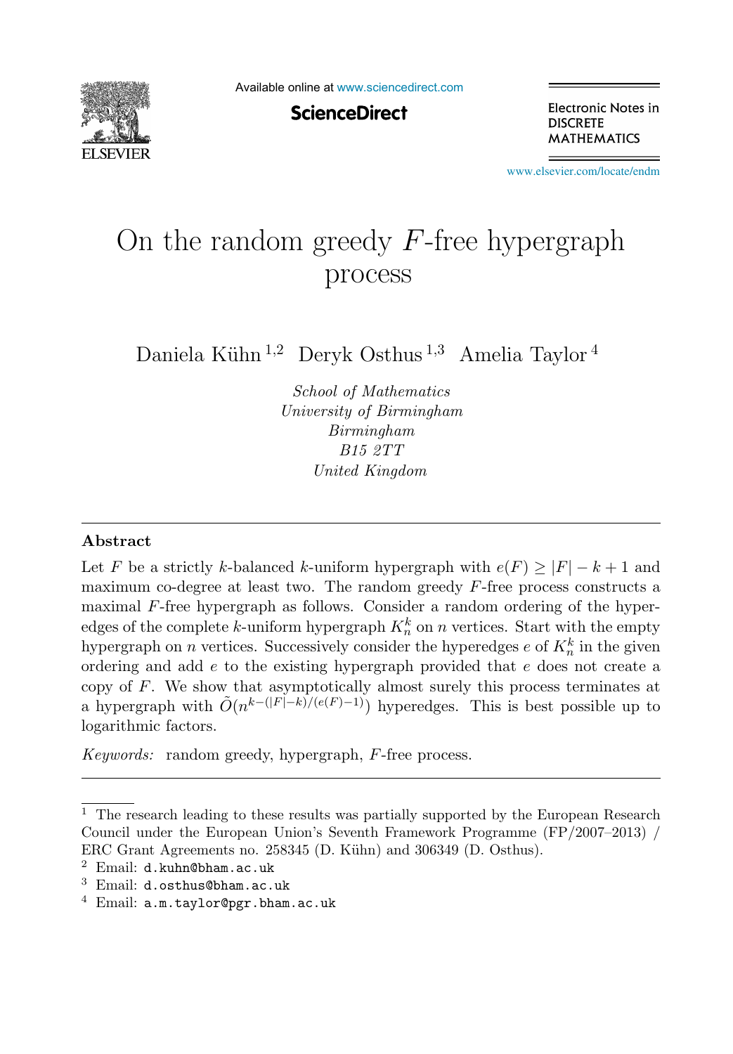# On the random greedy $F$-free hypergraph process

Daniela Kühn [1,2] Deryk Osthus [1,3] Amelia Taylor [4]

*School of Mathematics*
*University of Birmingham*
*Birmingham*
*B15 2TT*
*United Kingdom*

## Abstract

Let $F$ be a strictly $k$-balanced $k$-uniform hypergraph with $e(F) \geq |F| - k + 1$ and maximum co-degree at least two. The random greedy $F$-free process constructs a maximal $F$-free hypergraph as follows. Consider a random ordering of the hyperedges of the complete $k$-uniform hypergraph $K_n^k$ on $n$ vertices. Start with the empty hypergraph on $n$ vertices. Successively consider the hyperedges $e$ of $K_n^k$ in the given ordering and add $e$ to the existing hypergraph provided that $e$ does not create a copy of $F$. We show that asymptotically almost surely this process terminates at a hypergraph with $\tilde{O}(n^{k-(|F|-k)/(e(F)-1)})$ hyperedges. This is best possible up to logarithmic factors.

*Keywords:* random greedy, hypergraph, $F$-free process.

---

[1] The research leading to these results was partially supported by the European Research Council under the European Union's Seventh Framework Programme (FP/2007–2013) / ERC Grant Agreements no. 258345 (D. Kühn) and 306349 (D. Osthus).

[2] Email: `d.kuhn@bham.ac.uk`

[3] Email: `d.osthus@bham.ac.uk`

[4] Email: `a.m.taylor@pgr.bham.ac.uk`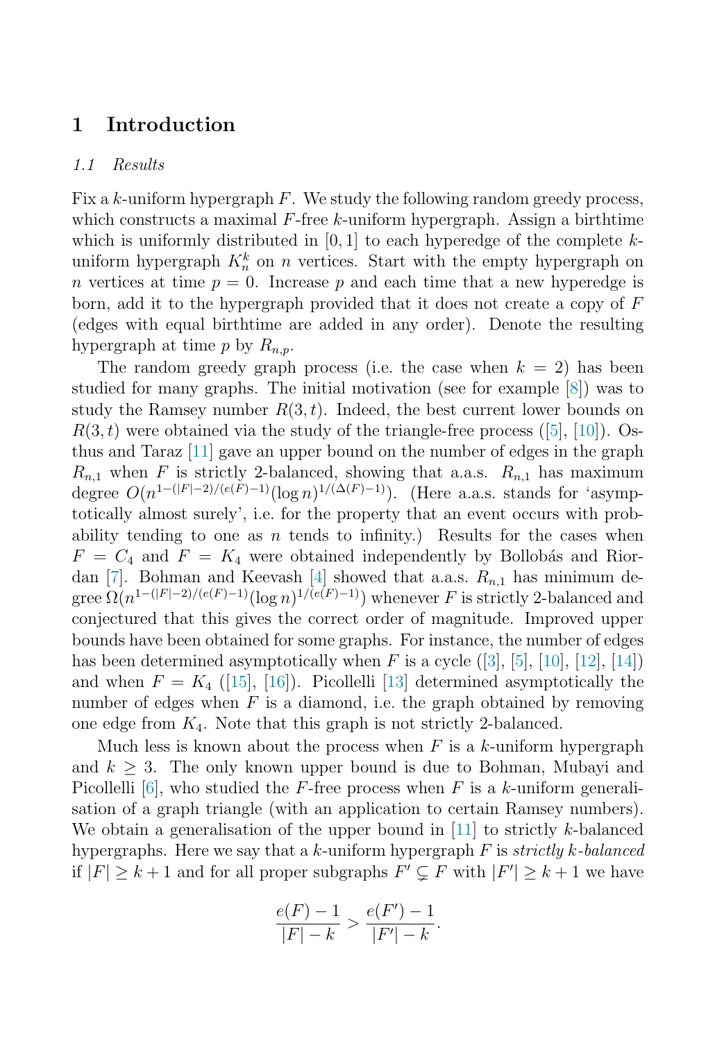# 1 Introduction

## 1.1 Results

Fix a $k$-uniform hypergraph $F$. We study the following random greedy process, which constructs a maximal $F$-free $k$-uniform hypergraph. Assign a birthtime which is uniformly distributed in $[0,1]$ to each hyperedge of the complete $k$-uniform hypergraph $K_n^k$ on $n$ vertices. Start with the empty hypergraph on $n$ vertices at time $p = 0$. Increase $p$ and each time that a new hyperedge is born, add it to the hypergraph provided that it does not create a copy of $F$ (edges with equal birthtime are added in any order). Denote the resulting hypergraph at time $p$ by $R_{n,p}$.

The random greedy graph process (i.e. the case when $k = 2$) has been studied for many graphs. The initial motivation (see for example [8]) was to study the Ramsey number $R(3,t)$. Indeed, the best current lower bounds on $R(3,t)$ were obtained via the study of the triangle-free process ([5], [10]). Osthus and Taraz [11] gave an upper bound on the number of edges in the graph $R_{n,1}$ when $F$ is strictly 2-balanced, showing that a.a.s. $R_{n,1}$ has maximum degree $O(n^{1-(|F|-2)/(e(F)-1)}(\log n)^{1/(\Delta(F)-1)})$. (Here a.a.s. stands for 'asymptotically almost surely', i.e. for the property that an event occurs with probability tending to one as $n$ tends to infinity.) Results for the cases when $F = C_4$ and $F = K_4$ were obtained independently by Bollobás and Riordan [7]. Bohman and Keevash [4] showed that a.a.s. $R_{n,1}$ has minimum degree $\Omega(n^{1-(|F|-2)/(e(F)-1)}(\log n)^{1/(e(F)-1)})$ whenever $F$ is strictly 2-balanced and conjectured that this gives the correct order of magnitude. Improved upper bounds have been obtained for some graphs. For instance, the number of edges has been determined asymptotically when $F$ is a cycle ([3], [5], [10], [12], [14]) and when $F = K_4$ ([15], [16]). Picollelli [13] determined asymptotically the number of edges when $F$ is a diamond, i.e. the graph obtained by removing one edge from $K_4$. Note that this graph is not strictly 2-balanced.

Much less is known about the process when $F$ is a $k$-uniform hypergraph and $k \geq 3$. The only known upper bound is due to Bohman, Mubayi and Picollelli [6], who studied the $F$-free process when $F$ is a $k$-uniform generalisation of a graph triangle (with an application to certain Ramsey numbers). We obtain a generalisation of the upper bound in [11] to strictly $k$-balanced hypergraphs. Here we say that a $k$-uniform hypergraph $F$ is *strictly $k$-balanced* if $|F| \geq k+1$ and for all proper subgraphs $F' \subsetneq F$ with $|F'| \geq k+1$ we have

$$\frac{e(F)-1}{|F|-k} > \frac{e(F')-1}{|F'|-k}.$$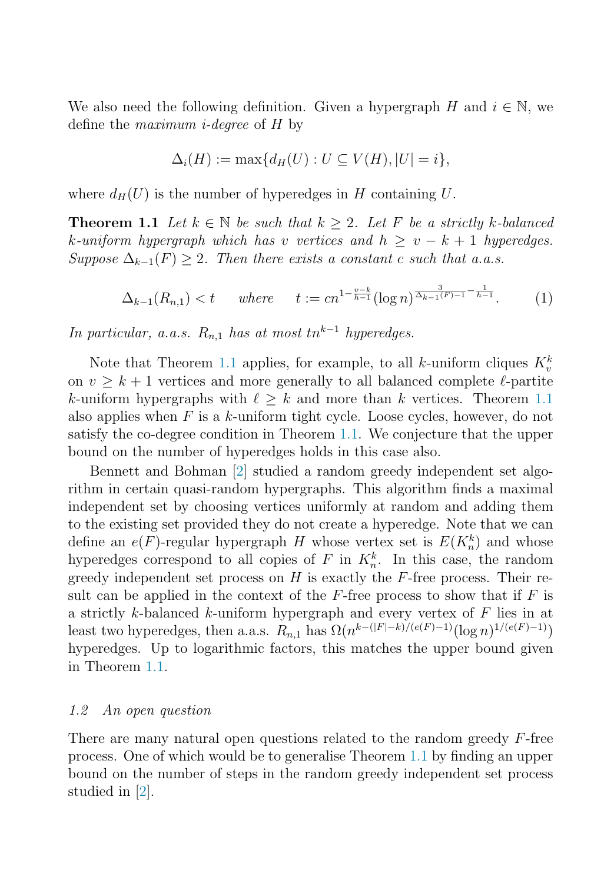We also need the following definition. Given a hypergraph $H$ and $i \in \mathbb{N}$, we define the *maximum i-degree* of $H$ by

$$\Delta_i(H) := \max\{d_H(U) : U \subseteq V(H), |U| = i\},$$

where $d_H(U)$ is the number of hyperedges in $H$ containing $U$.

**Theorem 1.1** *Let $k \in \mathbb{N}$ be such that $k \geq 2$. Let $F$ be a strictly $k$-balanced $k$-uniform hypergraph which has $v$ vertices and $h \geq v - k + 1$ hyperedges. Suppose $\Delta_{k-1}(F) \geq 2$. Then there exists a constant $c$ such that a.a.s.*

$$\Delta_{k-1}(R_{n,1}) < t \qquad \text{where} \qquad t := cn^{1-\frac{v-k}{h-1}}(\log n)^{\frac{3}{\Delta_{k-1}(F)-1}-\frac{1}{h-1}}. \tag{1}$$

*In particular, a.a.s. $R_{n,1}$ has at most $tn^{k-1}$ hyperedges.*

Note that Theorem 1.1 applies, for example, to all $k$-uniform cliques $K_v^k$ on $v \geq k+1$ vertices and more generally to all balanced complete $\ell$-partite $k$-uniform hypergraphs with $\ell \geq k$ and more than $k$ vertices. Theorem 1.1 also applies when $F$ is a $k$-uniform tight cycle. Loose cycles, however, do not satisfy the co-degree condition in Theorem 1.1. We conjecture that the upper bound on the number of hyperedges holds in this case also.

Bennett and Bohman [2] studied a random greedy independent set algorithm in certain quasi-random hypergraphs. This algorithm finds a maximal independent set by choosing vertices uniformly at random and adding them to the existing set provided they do not create a hyperedge. Note that we can define an $e(F)$-regular hypergraph $H$ whose vertex set is $E(K_n^k)$ and whose hyperedges correspond to all copies of $F$ in $K_n^k$. In this case, the random greedy independent set process on $H$ is exactly the $F$-free process. Their result can be applied in the context of the $F$-free process to show that if $F$ is a strictly $k$-balanced $k$-uniform hypergraph and every vertex of $F$ lies in at least two hyperedges, then a.a.s. $R_{n,1}$ has $\Omega(n^{k-(|F|-k)/(e(F)-1)}(\log n)^{1/(e(F)-1)})$ hyperedges. Up to logarithmic factors, this matches the upper bound given in Theorem 1.1.

### 1.2 An open question

There are many natural open questions related to the random greedy $F$-free process. One of which would be to generalise Theorem 1.1 by finding an upper bound on the number of steps in the random greedy independent set process studied in [2].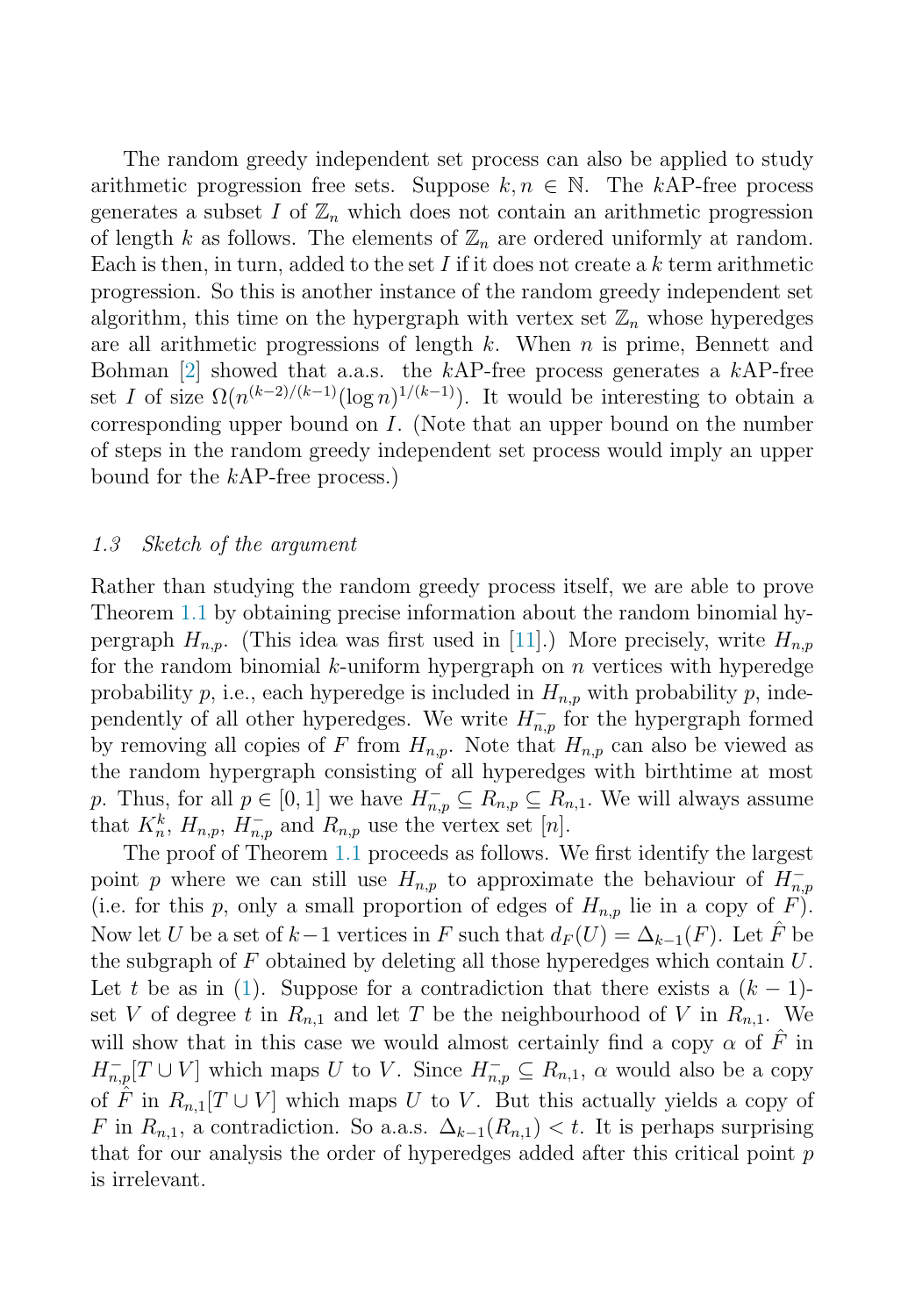The random greedy independent set process can also be applied to study arithmetic progression free sets. Suppose $k, n \in \mathbb{N}$. The $k$AP-free process generates a subset $I$ of $\mathbb{Z}_n$ which does not contain an arithmetic progression of length $k$ as follows. The elements of $\mathbb{Z}_n$ are ordered uniformly at random. Each is then, in turn, added to the set $I$ if it does not create a $k$ term arithmetic progression. So this is another instance of the random greedy independent set algorithm, this time on the hypergraph with vertex set $\mathbb{Z}_n$ whose hyperedges are all arithmetic progressions of length $k$. When $n$ is prime, Bennett and Bohman [2] showed that a.a.s. the $k$AP-free process generates a $k$AP-free set $I$ of size $\Omega(n^{(k-2)/(k-1)}(\log n)^{1/(k-1)})$. It would be interesting to obtain a corresponding upper bound on $I$. (Note that an upper bound on the number of steps in the random greedy independent set process would imply an upper bound for the $k$AP-free process.)

### *1.3 Sketch of the argument*

Rather than studying the random greedy process itself, we are able to prove Theorem 1.1 by obtaining precise information about the random binomial hypergraph $H_{n,p}$. (This idea was first used in [11].) More precisely, write $H_{n,p}$ for the random binomial $k$-uniform hypergraph on $n$ vertices with hyperedge probability $p$, i.e., each hyperedge is included in $H_{n,p}$ with probability $p$, independently of all other hyperedges. We write $H^-_{n,p}$ for the hypergraph formed by removing all copies of $F$ from $H_{n,p}$. Note that $H_{n,p}$ can also be viewed as the random hypergraph consisting of all hyperedges with birthtime at most $p$. Thus, for all $p \in [0,1]$ we have $H^-_{n,p} \subseteq R_{n,p} \subseteq R_{n,1}$. We will always assume that $K^k_n$, $H_{n,p}$, $H^-_{n,p}$ and $R_{n,p}$ use the vertex set $[n]$.

The proof of Theorem 1.1 proceeds as follows. We first identify the largest point $p$ where we can still use $H_{n,p}$ to approximate the behaviour of $H^-_{n,p}$ (i.e. for this $p$, only a small proportion of edges of $H_{n,p}$ lie in a copy of $F$). Now let $U$ be a set of $k-1$ vertices in $F$ such that $d_F(U) = \Delta_{k-1}(F)$. Let $\hat{F}$ be the subgraph of $F$ obtained by deleting all those hyperedges which contain $U$. Let $t$ be as in (1). Suppose for a contradiction that there exists a $(k-1)$-set $V$ of degree $t$ in $R_{n,1}$ and let $T$ be the neighbourhood of $V$ in $R_{n,1}$. We will show that in this case we would almost certainly find a copy $\alpha$ of $\hat{F}$ in $H^-_{n,p}[T \cup V]$ which maps $U$ to $V$. Since $H^-_{n,p} \subseteq R_{n,1}$, $\alpha$ would also be a copy of $\hat{F}$ in $R_{n,1}[T \cup V]$ which maps $U$ to $V$. But this actually yields a copy of $F$ in $R_{n,1}$, a contradiction. So a.a.s. $\Delta_{k-1}(R_{n,1}) < t$. It is perhaps surprising that for our analysis the order of hyperedges added after this critical point $p$ is irrelevant.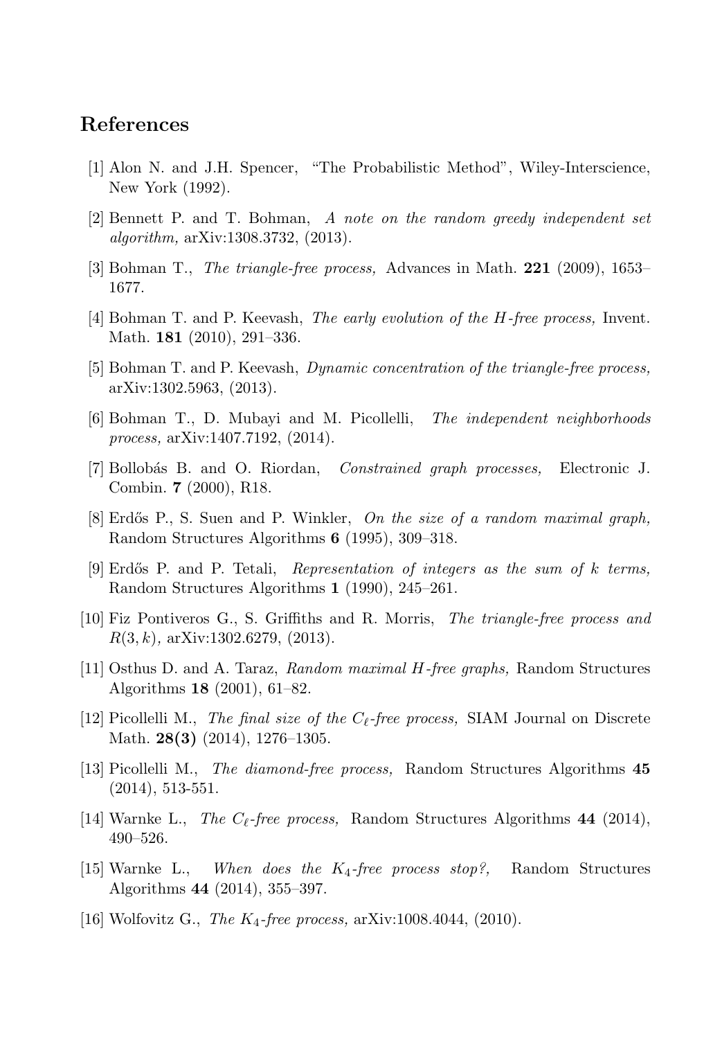## References

[1] Alon N. and J.H. Spencer, "The Probabilistic Method", Wiley-Interscience, New York (1992).

[2] Bennett P. and T. Bohman, *A note on the random greedy independent set algorithm,* arXiv:1308.3732, (2013).

[3] Bohman T., *The triangle-free process,* Advances in Math. **221** (2009), 1653–1677.

[4] Bohman T. and P. Keevash, *The early evolution of the $H$-free process,* Invent. Math. **181** (2010), 291–336.

[5] Bohman T. and P. Keevash, *Dynamic concentration of the triangle-free process,* arXiv:1302.5963, (2013).

[6] Bohman T., D. Mubayi and M. Picollelli, *The independent neighborhoods process,* arXiv:1407.7192, (2014).

[7] Bollobás B. and O. Riordan, *Constrained graph processes,* Electronic J. Combin. **7** (2000), R18.

[8] Erdős P., S. Suen and P. Winkler, *On the size of a random maximal graph,* Random Structures Algorithms **6** (1995), 309–318.

[9] Erdős P. and P. Tetali, *Representation of integers as the sum of $k$ terms,* Random Structures Algorithms **1** (1990), 245–261.

[10] Fiz Pontiveros G., S. Griffiths and R. Morris, *The triangle-free process and $R(3, k)$,* arXiv:1302.6279, (2013).

[11] Osthus D. and A. Taraz, *Random maximal $H$-free graphs,* Random Structures Algorithms **18** (2001), 61–82.

[12] Picollelli M., *The final size of the $C_\ell$-free process,* SIAM Journal on Discrete Math. **28(3)** (2014), 1276–1305.

[13] Picollelli M., *The diamond-free process,* Random Structures Algorithms **45** (2014), 513-551.

[14] Warnke L., *The $C_\ell$-free process,* Random Structures Algorithms **44** (2014), 490–526.

[15] Warnke L., *When does the $K_4$-free process stop?,* Random Structures Algorithms **44** (2014), 355–397.

[16] Wolfovitz G., *The $K_4$-free process,* arXiv:1008.4044, (2010).